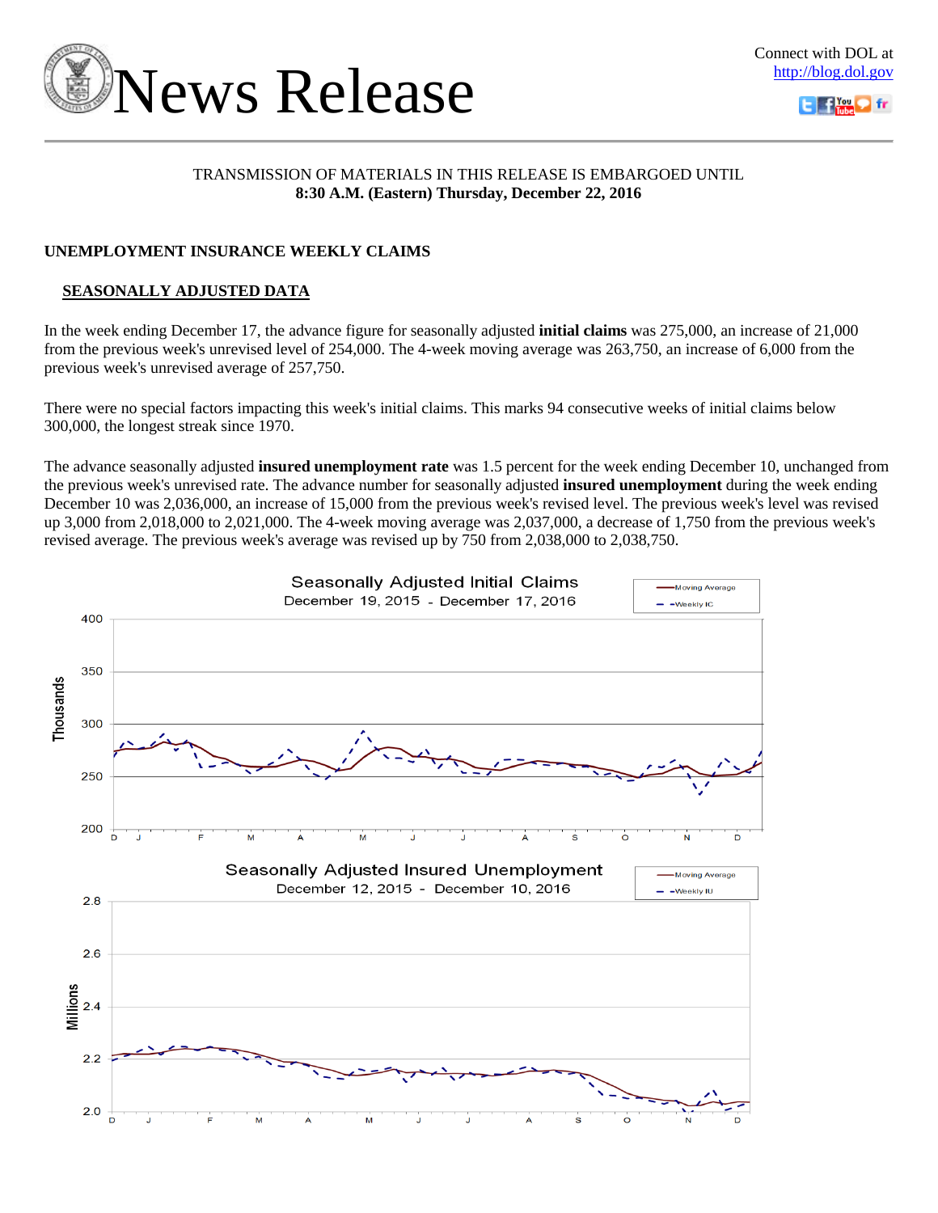# News Release

Connect with DOL at http://blog.dol.gov

TRANSMISSION OF MATERIALS IN THIS RELEASE IS EMBARGOED UNTIL
**8:30 A.M. (Eastern) Thursday, December 22, 2016**

## UNEMPLOYMENT INSURANCE WEEKLY CLAIMS

### SEASONALLY ADJUSTED DATA

In the week ending December 17, the advance figure for seasonally adjusted **initial claims** was 275,000, an increase of 21,000 from the previous week's unrevised level of 254,000. The 4-week moving average was 263,750, an increase of 6,000 from the previous week's unrevised average of 257,750.

There were no special factors impacting this week's initial claims. This marks 94 consecutive weeks of initial claims below 300,000, the longest streak since 1970.

The advance seasonally adjusted **insured unemployment rate** was 1.5 percent for the week ending December 10, unchanged from the previous week's unrevised rate. The advance number for seasonally adjusted **insured unemployment** during the week ending December 10 was 2,036,000, an increase of 15,000 from the previous week's revised level. The previous week's level was revised up 3,000 from 2,018,000 to 2,021,000. The 4-week moving average was 2,037,000, a decrease of 1,750 from the previous week's revised average. The previous week's average was revised up by 750 from 2,038,000 to 2,038,750.

Seasonally Adjusted Initial Claims
December 19, 2015 - December 17, 2016

Seasonally Adjusted Insured Unemployment
December 12, 2015 - December 10, 2016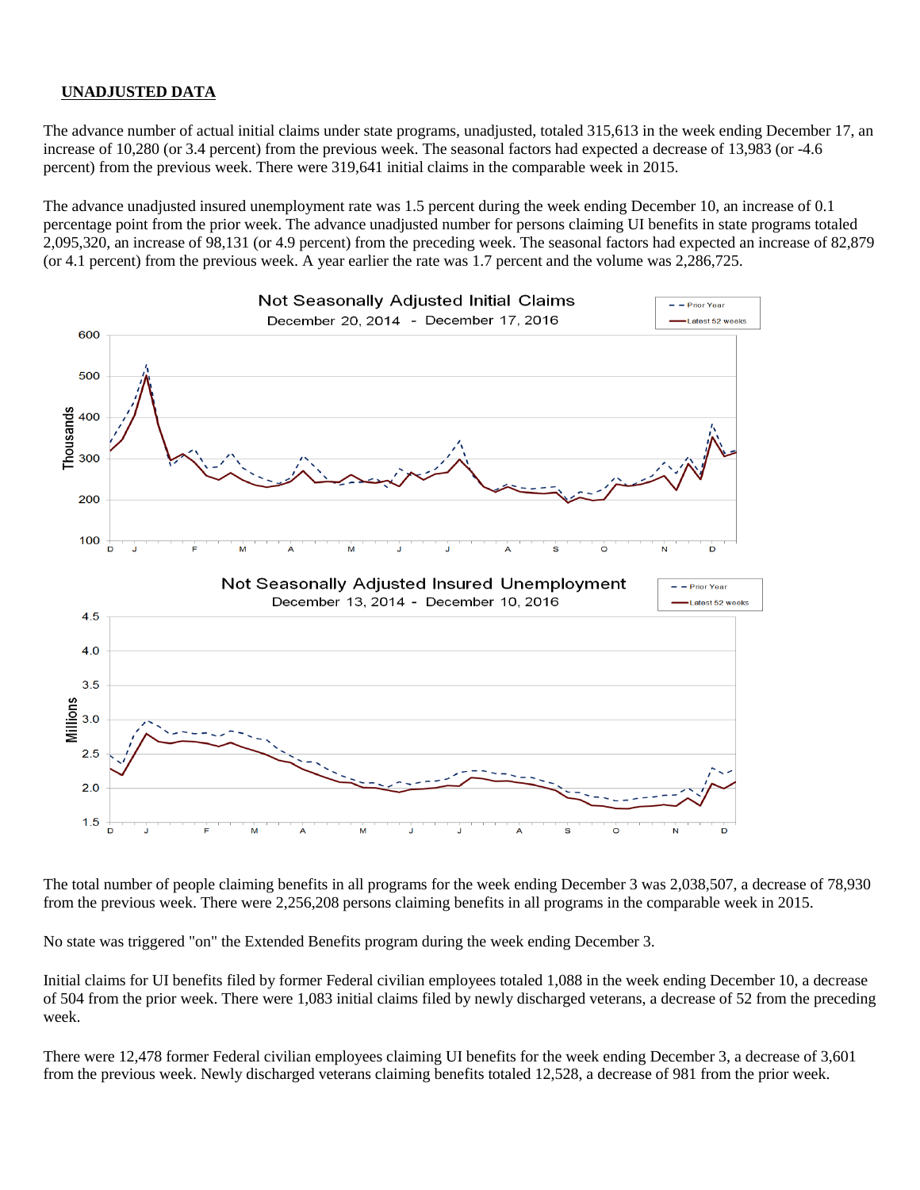## UNADJUSTED DATA

The advance number of actual initial claims under state programs, unadjusted, totaled 315,613 in the week ending December 17, an increase of 10,280 (or 3.4 percent) from the previous week. The seasonal factors had expected a decrease of 13,983 (or -4.6 percent) from the previous week. There were 319,641 initial claims in the comparable week in 2015.

The advance unadjusted insured unemployment rate was 1.5 percent during the week ending December 10, an increase of 0.1 percentage point from the prior week. The advance unadjusted number for persons claiming UI benefits in state programs totaled 2,095,320, an increase of 98,131 (or 4.9 percent) from the preceding week. The seasonal factors had expected an increase of 82,879 (or 4.1 percent) from the previous week. A year earlier the rate was 1.7 percent and the volume was 2,286,725.

The total number of people claiming benefits in all programs for the week ending December 3 was 2,038,507, a decrease of 78,930 from the previous week. There were 2,256,208 persons claiming benefits in all programs in the comparable week in 2015.

No state was triggered "on" the Extended Benefits program during the week ending December 3.

Initial claims for UI benefits filed by former Federal civilian employees totaled 1,088 in the week ending December 10, a decrease of 504 from the prior week. There were 1,083 initial claims filed by newly discharged veterans, a decrease of 52 from the preceding week.

There were 12,478 former Federal civilian employees claiming UI benefits for the week ending December 3, a decrease of 3,601 from the previous week. Newly discharged veterans claiming benefits totaled 12,528, a decrease of 981 from the prior week.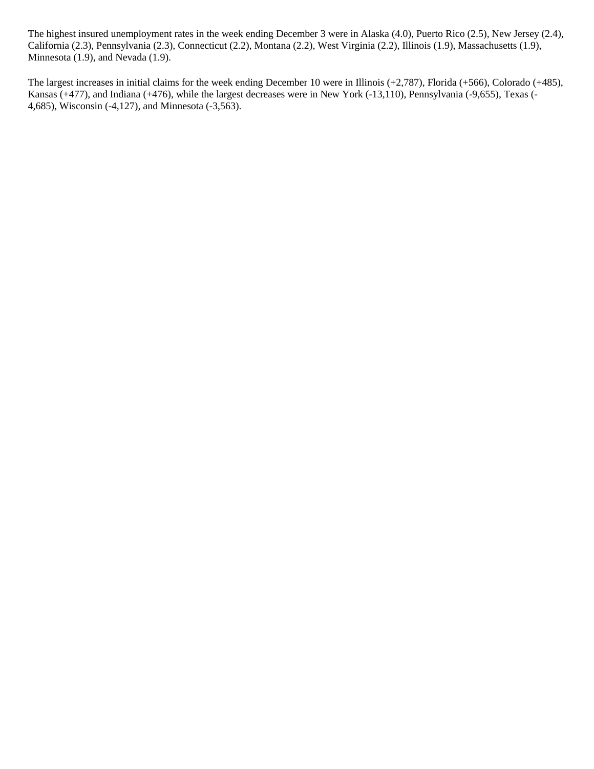The highest insured unemployment rates in the week ending December 3 were in Alaska (4.0), Puerto Rico (2.5), New Jersey (2.4), California (2.3), Pennsylvania (2.3), Connecticut (2.2), Montana (2.2), West Virginia (2.2), Illinois (1.9), Massachusetts (1.9), Minnesota (1.9), and Nevada (1.9).

The largest increases in initial claims for the week ending December 10 were in Illinois (+2,787), Florida (+566), Colorado (+485), Kansas (+477), and Indiana (+476), while the largest decreases were in New York (-13,110), Pennsylvania (-9,655), Texas (-4,685), Wisconsin (-4,127), and Minnesota (-3,563).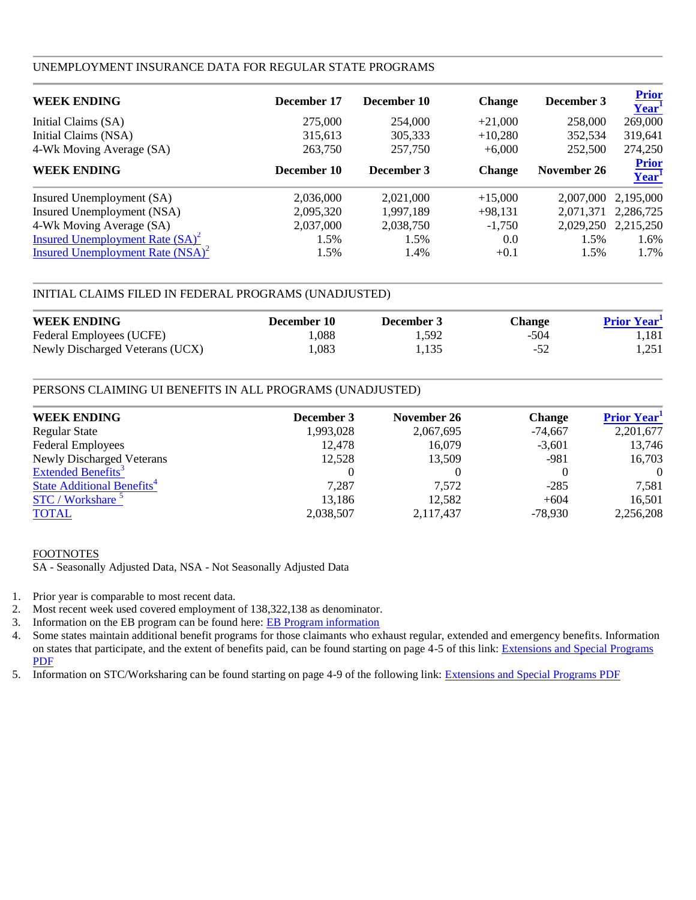## UNEMPLOYMENT INSURANCE DATA FOR REGULAR STATE PROGRAMS

| WEEK ENDING | December 17 | December 10 | Change | December 3 | Prior Year[1] |
|---|---|---|---|---|---|
| Initial Claims (SA) | 275,000 | 254,000 | +21,000 | 258,000 | 269,000 |
| Initial Claims (NSA) | 315,613 | 305,333 | +10,280 | 352,534 | 319,641 |
| 4-Wk Moving Average (SA) | 263,750 | 257,750 | +6,000 | 252,500 | 274,250 |
| **WEEK ENDING** | **December 10** | **December 3** | **Change** | **November 26** | **Prior Year[1]** |
| Insured Unemployment (SA) | 2,036,000 | 2,021,000 | +15,000 | 2,007,000 | 2,195,000 |
| Insured Unemployment (NSA) | 2,095,320 | 1,997,189 | +98,131 | 2,071,371 | 2,286,725 |
| 4-Wk Moving Average (SA) | 2,037,000 | 2,038,750 | -1,750 | 2,029,250 | 2,215,250 |
| Insured Unemployment Rate (SA)[2] | 1.5% | 1.5% | 0.0 | 1.5% | 1.6% |
| Insured Unemployment Rate (NSA)[2] | 1.5% | 1.4% | +0.1 | 1.5% | 1.7% |

## INITIAL CLAIMS FILED IN FEDERAL PROGRAMS (UNADJUSTED)

| WEEK ENDING | December 10 | December 3 | Change | Prior Year[1] |
|---|---|---|---|---|
| Federal Employees (UCFE) | 1,088 | 1,592 | -504 | 1,181 |
| Newly Discharged Veterans (UCX) | 1,083 | 1,135 | -52 | 1,251 |

## PERSONS CLAIMING UI BENEFITS IN ALL PROGRAMS (UNADJUSTED)

| WEEK ENDING | December 3 | November 26 | Change | Prior Year[1] |
|---|---|---|---|---|
| Regular State | 1,993,028 | 2,067,695 | -74,667 | 2,201,677 |
| Federal Employees | 12,478 | 16,079 | -3,601 | 13,746 |
| Newly Discharged Veterans | 12,528 | 13,509 | -981 | 16,703 |
| Extended Benefits[3] | 0 | 0 | 0 | 0 |
| State Additional Benefits[4] | 7,287 | 7,572 | -285 | 7,581 |
| STC / Workshare [5] | 13,186 | 12,582 | +604 | 16,501 |
| TOTAL | 2,038,507 | 2,117,437 | -78,930 | 2,256,208 |

FOOTNOTES

SA - Seasonally Adjusted Data, NSA - Not Seasonally Adjusted Data

1. Prior year is comparable to most recent data.
2. Most recent week used covered employment of 138,322,138 as denominator.
3. Information on the EB program can be found here: EB Program information
4. Some states maintain additional benefit programs for those claimants who exhaust regular, extended and emergency benefits. Information on states that participate, and the extent of benefits paid, can be found starting on page 4-5 of this link: Extensions and Special Programs PDF
5. Information on STC/Worksharing can be found starting on page 4-9 of the following link: Extensions and Special Programs PDF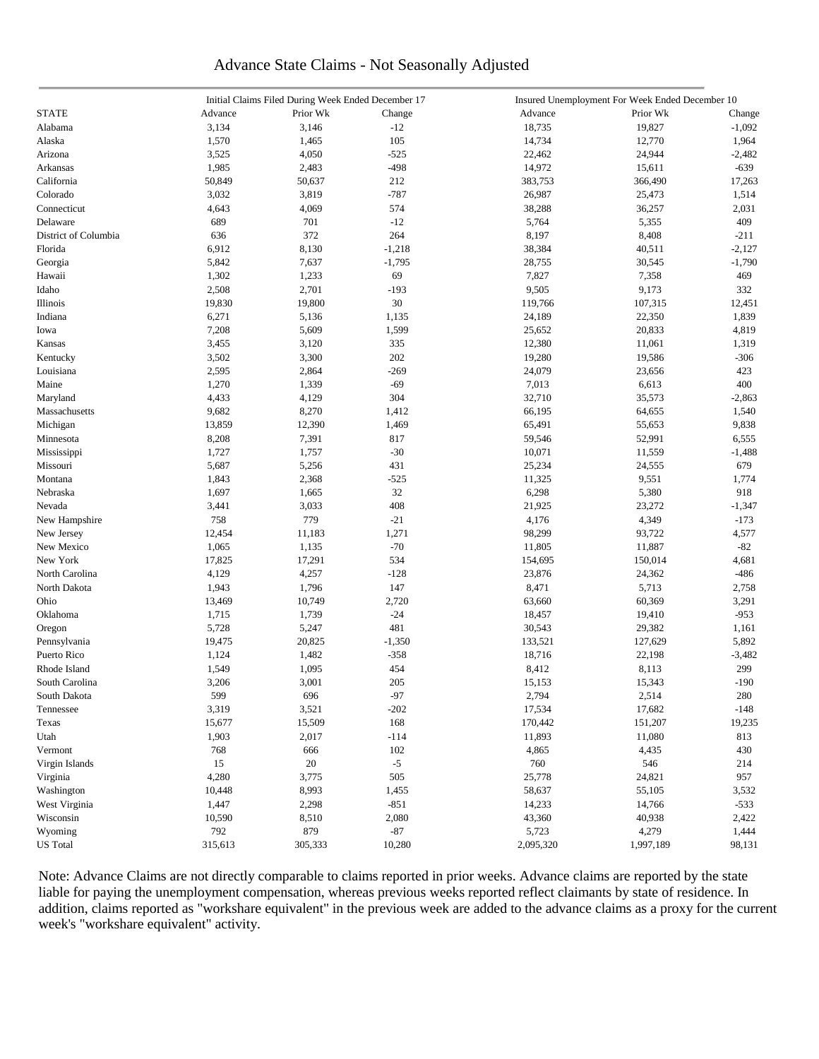# Advance State Claims - Not Seasonally Adjusted

| STATE | Initial Claims Filed During Week Ended December 17 | | | Insured Unemployment For Week Ended December 10 | | |
|---|---|---|---|---|---|---|
| | Advance | Prior Wk | Change | Advance | Prior Wk | Change |
| Alabama | 3,134 | 3,146 | -12 | 18,735 | 19,827 | -1,092 |
| Alaska | 1,570 | 1,465 | 105 | 14,734 | 12,770 | 1,964 |
| Arizona | 3,525 | 4,050 | -525 | 22,462 | 24,944 | -2,482 |
| Arkansas | 1,985 | 2,483 | -498 | 14,972 | 15,611 | -639 |
| California | 50,849 | 50,637 | 212 | 383,753 | 366,490 | 17,263 |
| Colorado | 3,032 | 3,819 | -787 | 26,987 | 25,473 | 1,514 |
| Connecticut | 4,643 | 4,069 | 574 | 38,288 | 36,257 | 2,031 |
| Delaware | 689 | 701 | -12 | 5,764 | 5,355 | 409 |
| District of Columbia | 636 | 372 | 264 | 8,197 | 8,408 | -211 |
| Florida | 6,912 | 8,130 | -1,218 | 38,384 | 40,511 | -2,127 |
| Georgia | 5,842 | 7,637 | -1,795 | 28,755 | 30,545 | -1,790 |
| Hawaii | 1,302 | 1,233 | 69 | 7,827 | 7,358 | 469 |
| Idaho | 2,508 | 2,701 | -193 | 9,505 | 9,173 | 332 |
| Illinois | 19,830 | 19,800 | 30 | 119,766 | 107,315 | 12,451 |
| Indiana | 6,271 | 5,136 | 1,135 | 24,189 | 22,350 | 1,839 |
| Iowa | 7,208 | 5,609 | 1,599 | 25,652 | 20,833 | 4,819 |
| Kansas | 3,455 | 3,120 | 335 | 12,380 | 11,061 | 1,319 |
| Kentucky | 3,502 | 3,300 | 202 | 19,280 | 19,586 | -306 |
| Louisiana | 2,595 | 2,864 | -269 | 24,079 | 23,656 | 423 |
| Maine | 1,270 | 1,339 | -69 | 7,013 | 6,613 | 400 |
| Maryland | 4,433 | 4,129 | 304 | 32,710 | 35,573 | -2,863 |
| Massachusetts | 9,682 | 8,270 | 1,412 | 66,195 | 64,655 | 1,540 |
| Michigan | 13,859 | 12,390 | 1,469 | 65,491 | 55,653 | 9,838 |
| Minnesota | 8,208 | 7,391 | 817 | 59,546 | 52,991 | 6,555 |
| Mississippi | 1,727 | 1,757 | -30 | 10,071 | 11,559 | -1,488 |
| Missouri | 5,687 | 5,256 | 431 | 25,234 | 24,555 | 679 |
| Montana | 1,843 | 2,368 | -525 | 11,325 | 9,551 | 1,774 |
| Nebraska | 1,697 | 1,665 | 32 | 6,298 | 5,380 | 918 |
| Nevada | 3,441 | 3,033 | 408 | 21,925 | 23,272 | -1,347 |
| New Hampshire | 758 | 779 | -21 | 4,176 | 4,349 | -173 |
| New Jersey | 12,454 | 11,183 | 1,271 | 98,299 | 93,722 | 4,577 |
| New Mexico | 1,065 | 1,135 | -70 | 11,805 | 11,887 | -82 |
| New York | 17,825 | 17,291 | 534 | 154,695 | 150,014 | 4,681 |
| North Carolina | 4,129 | 4,257 | -128 | 23,876 | 24,362 | -486 |
| North Dakota | 1,943 | 1,796 | 147 | 8,471 | 5,713 | 2,758 |
| Ohio | 13,469 | 10,749 | 2,720 | 63,660 | 60,369 | 3,291 |
| Oklahoma | 1,715 | 1,739 | -24 | 18,457 | 19,410 | -953 |
| Oregon | 5,728 | 5,247 | 481 | 30,543 | 29,382 | 1,161 |
| Pennsylvania | 19,475 | 20,825 | -1,350 | 133,521 | 127,629 | 5,892 |
| Puerto Rico | 1,124 | 1,482 | -358 | 18,716 | 22,198 | -3,482 |
| Rhode Island | 1,549 | 1,095 | 454 | 8,412 | 8,113 | 299 |
| South Carolina | 3,206 | 3,001 | 205 | 15,153 | 15,343 | -190 |
| South Dakota | 599 | 696 | -97 | 2,794 | 2,514 | 280 |
| Tennessee | 3,319 | 3,521 | -202 | 17,534 | 17,682 | -148 |
| Texas | 15,677 | 15,509 | 168 | 170,442 | 151,207 | 19,235 |
| Utah | 1,903 | 2,017 | -114 | 11,893 | 11,080 | 813 |
| Vermont | 768 | 666 | 102 | 4,865 | 4,435 | 430 |
| Virgin Islands | 15 | 20 | -5 | 760 | 546 | 214 |
| Virginia | 4,280 | 3,775 | 505 | 25,778 | 24,821 | 957 |
| Washington | 10,448 | 8,993 | 1,455 | 58,637 | 55,105 | 3,532 |
| West Virginia | 1,447 | 2,298 | -851 | 14,233 | 14,766 | -533 |
| Wisconsin | 10,590 | 8,510 | 2,080 | 43,360 | 40,938 | 2,422 |
| Wyoming | 792 | 879 | -87 | 5,723 | 4,279 | 1,444 |
| US Total | 315,613 | 305,333 | 10,280 | 2,095,320 | 1,997,189 | 98,131 |

Note: Advance Claims are not directly comparable to claims reported in prior weeks. Advance claims are reported by the state liable for paying the unemployment compensation, whereas previous weeks reported reflect claimants by state of residence. In addition, claims reported as "workshare equivalent" in the previous week are added to the advance claims as a proxy for the current week's "workshare equivalent" activity.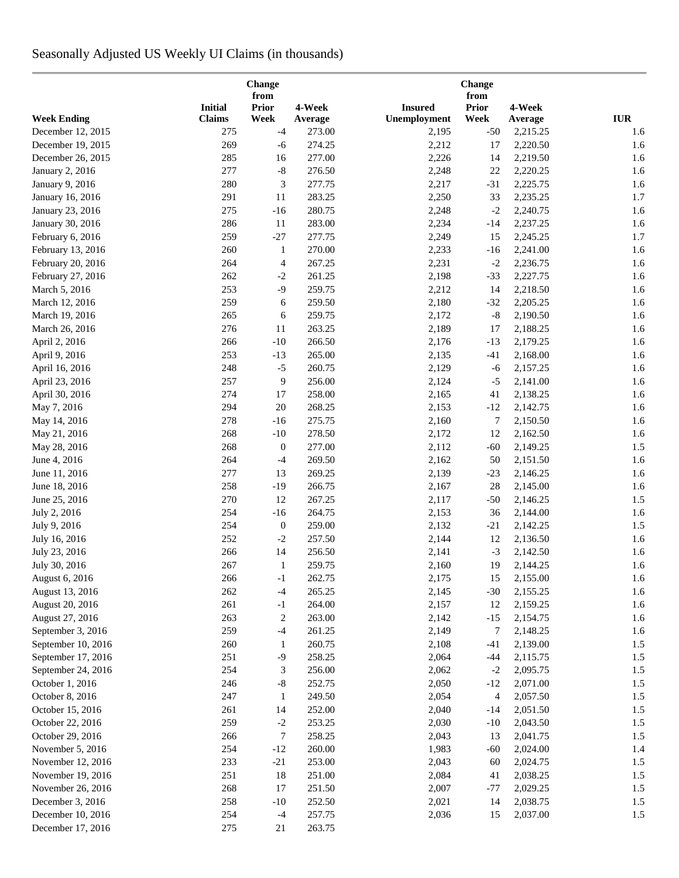# Seasonally Adjusted US Weekly UI Claims (in thousands)

| Week Ending | Initial Claims | Change from Prior Week | 4-Week Average | Insured Unemployment | Change from Prior Week | 4-Week Average | IUR |
|---|---|---|---|---|---|---|---|
| December 12, 2015 | 275 | -4 | 273.00 | 2,195 | -50 | 2,215.25 | 1.6 |
| December 19, 2015 | 269 | -6 | 274.25 | 2,212 | 17 | 2,220.50 | 1.6 |
| December 26, 2015 | 285 | 16 | 277.00 | 2,226 | 14 | 2,219.50 | 1.6 |
| January 2, 2016 | 277 | -8 | 276.50 | 2,248 | 22 | 2,220.25 | 1.6 |
| January 9, 2016 | 280 | 3 | 277.75 | 2,217 | -31 | 2,225.75 | 1.6 |
| January 16, 2016 | 291 | 11 | 283.25 | 2,250 | 33 | 2,235.25 | 1.7 |
| January 23, 2016 | 275 | -16 | 280.75 | 2,248 | -2 | 2,240.75 | 1.6 |
| January 30, 2016 | 286 | 11 | 283.00 | 2,234 | -14 | 2,237.25 | 1.6 |
| February 6, 2016 | 259 | -27 | 277.75 | 2,249 | 15 | 2,245.25 | 1.7 |
| February 13, 2016 | 260 | 1 | 270.00 | 2,233 | -16 | 2,241.00 | 1.6 |
| February 20, 2016 | 264 | 4 | 267.25 | 2,231 | -2 | 2,236.75 | 1.6 |
| February 27, 2016 | 262 | -2 | 261.25 | 2,198 | -33 | 2,227.75 | 1.6 |
| March 5, 2016 | 253 | -9 | 259.75 | 2,212 | 14 | 2,218.50 | 1.6 |
| March 12, 2016 | 259 | 6 | 259.50 | 2,180 | -32 | 2,205.25 | 1.6 |
| March 19, 2016 | 265 | 6 | 259.75 | 2,172 | -8 | 2,190.50 | 1.6 |
| March 26, 2016 | 276 | 11 | 263.25 | 2,189 | 17 | 2,188.25 | 1.6 |
| April 2, 2016 | 266 | -10 | 266.50 | 2,176 | -13 | 2,179.25 | 1.6 |
| April 9, 2016 | 253 | -13 | 265.00 | 2,135 | -41 | 2,168.00 | 1.6 |
| April 16, 2016 | 248 | -5 | 260.75 | 2,129 | -6 | 2,157.25 | 1.6 |
| April 23, 2016 | 257 | 9 | 256.00 | 2,124 | -5 | 2,141.00 | 1.6 |
| April 30, 2016 | 274 | 17 | 258.00 | 2,165 | 41 | 2,138.25 | 1.6 |
| May 7, 2016 | 294 | 20 | 268.25 | 2,153 | -12 | 2,142.75 | 1.6 |
| May 14, 2016 | 278 | -16 | 275.75 | 2,160 | 7 | 2,150.50 | 1.6 |
| May 21, 2016 | 268 | -10 | 278.50 | 2,172 | 12 | 2,162.50 | 1.6 |
| May 28, 2016 | 268 | 0 | 277.00 | 2,112 | -60 | 2,149.25 | 1.5 |
| June 4, 2016 | 264 | -4 | 269.50 | 2,162 | 50 | 2,151.50 | 1.6 |
| June 11, 2016 | 277 | 13 | 269.25 | 2,139 | -23 | 2,146.25 | 1.6 |
| June 18, 2016 | 258 | -19 | 266.75 | 2,167 | 28 | 2,145.00 | 1.6 |
| June 25, 2016 | 270 | 12 | 267.25 | 2,117 | -50 | 2,146.25 | 1.5 |
| July 2, 2016 | 254 | -16 | 264.75 | 2,153 | 36 | 2,144.00 | 1.6 |
| July 9, 2016 | 254 | 0 | 259.00 | 2,132 | -21 | 2,142.25 | 1.5 |
| July 16, 2016 | 252 | -2 | 257.50 | 2,144 | 12 | 2,136.50 | 1.6 |
| July 23, 2016 | 266 | 14 | 256.50 | 2,141 | -3 | 2,142.50 | 1.6 |
| July 30, 2016 | 267 | 1 | 259.75 | 2,160 | 19 | 2,144.25 | 1.6 |
| August 6, 2016 | 266 | -1 | 262.75 | 2,175 | 15 | 2,155.00 | 1.6 |
| August 13, 2016 | 262 | -4 | 265.25 | 2,145 | -30 | 2,155.25 | 1.6 |
| August 20, 2016 | 261 | -1 | 264.00 | 2,157 | 12 | 2,159.25 | 1.6 |
| August 27, 2016 | 263 | 2 | 263.00 | 2,142 | -15 | 2,154.75 | 1.6 |
| September 3, 2016 | 259 | -4 | 261.25 | 2,149 | 7 | 2,148.25 | 1.6 |
| September 10, 2016 | 260 | 1 | 260.75 | 2,108 | -41 | 2,139.00 | 1.5 |
| September 17, 2016 | 251 | -9 | 258.25 | 2,064 | -44 | 2,115.75 | 1.5 |
| September 24, 2016 | 254 | 3 | 256.00 | 2,062 | -2 | 2,095.75 | 1.5 |
| October 1, 2016 | 246 | -8 | 252.75 | 2,050 | -12 | 2,071.00 | 1.5 |
| October 8, 2016 | 247 | 1 | 249.50 | 2,054 | 4 | 2,057.50 | 1.5 |
| October 15, 2016 | 261 | 14 | 252.00 | 2,040 | -14 | 2,051.50 | 1.5 |
| October 22, 2016 | 259 | -2 | 253.25 | 2,030 | -10 | 2,043.50 | 1.5 |
| October 29, 2016 | 266 | 7 | 258.25 | 2,043 | 13 | 2,041.75 | 1.5 |
| November 5, 2016 | 254 | -12 | 260.00 | 1,983 | -60 | 2,024.00 | 1.4 |
| November 12, 2016 | 233 | -21 | 253.00 | 2,043 | 60 | 2,024.75 | 1.5 |
| November 19, 2016 | 251 | 18 | 251.00 | 2,084 | 41 | 2,038.25 | 1.5 |
| November 26, 2016 | 268 | 17 | 251.50 | 2,007 | -77 | 2,029.25 | 1.5 |
| December 3, 2016 | 258 | -10 | 252.50 | 2,021 | 14 | 2,038.75 | 1.5 |
| December 10, 2016 | 254 | -4 | 257.75 | 2,036 | 15 | 2,037.00 | 1.5 |
| December 17, 2016 | 275 | 21 | 263.75 | | | | |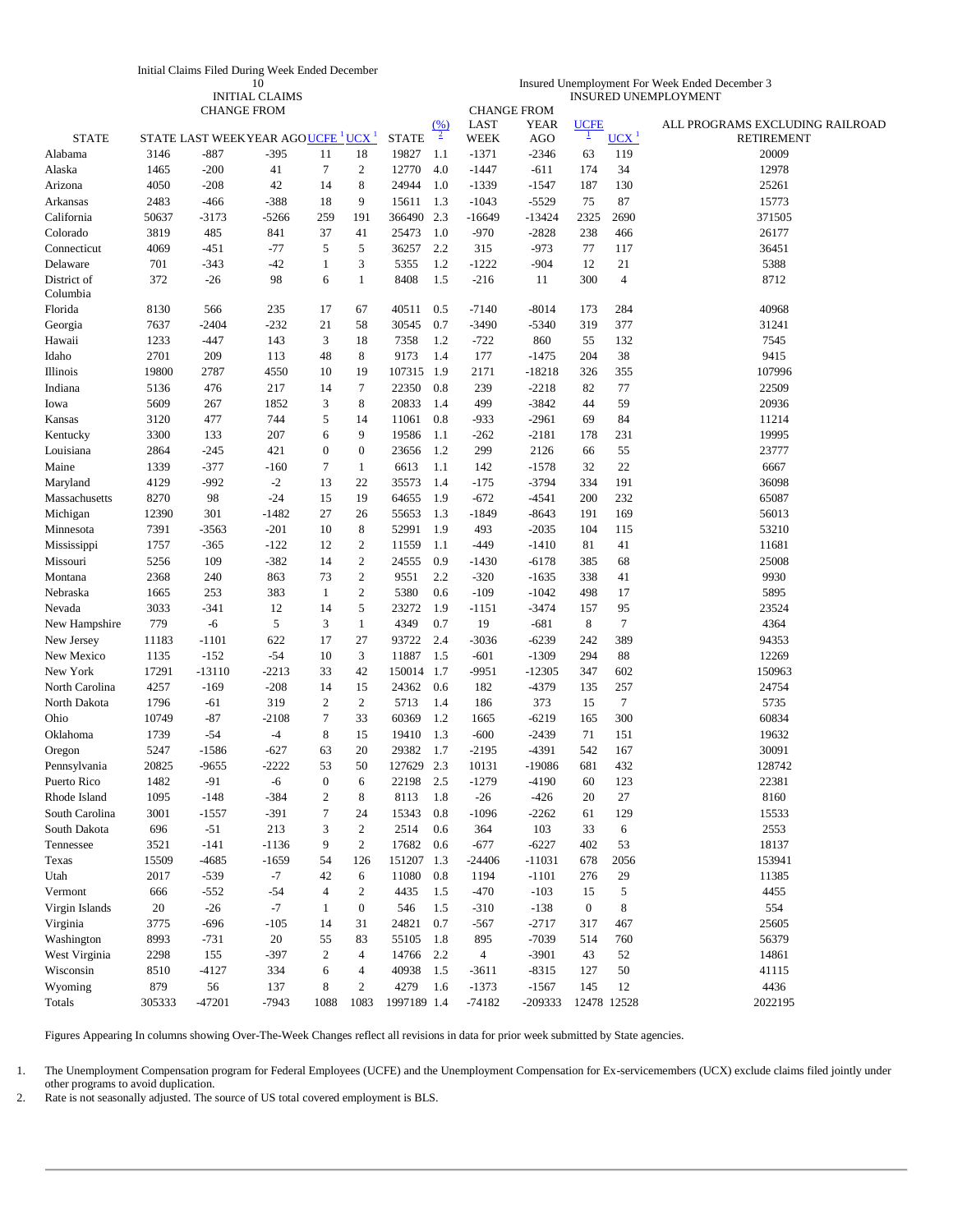| | Initial Claims Filed During Week Ended December 10 | | | | | Insured Unemployment For Week Ended December 3 | | | | | | |
|---|---|---|---|---|---|---|---|---|---|---|---|---|
| | INITIAL CLAIMS | | | | | INSURED UNEMPLOYMENT | | | | | | |
| | | CHANGE FROM | | | | | | CHANGE FROM | | | | |
| STATE | STATE | LAST WEEK | YEAR AGO | UCFE [1] | UCX [1] | STATE | (%) [2] | LAST WEEK | YEAR AGO | UCFE [1] | UCX [1] | ALL PROGRAMS EXCLUDING RAILROAD RETIREMENT |
| Alabama | 3146 | -887 | -395 | 11 | 18 | 19827 | 1.1 | -1371 | -2346 | 63 | 119 | 20009 |
| Alaska | 1465 | -200 | 41 | 7 | 2 | 12770 | 4.0 | -1447 | -611 | 174 | 34 | 12978 |
| Arizona | 4050 | -208 | 42 | 14 | 8 | 24944 | 1.0 | -1339 | -1547 | 187 | 130 | 25261 |
| Arkansas | 2483 | -466 | -388 | 18 | 9 | 15611 | 1.3 | -1043 | -5529 | 75 | 87 | 15773 |
| California | 50637 | -3173 | -5266 | 259 | 191 | 366490 | 2.3 | -16649 | -13424 | 2325 | 2690 | 371505 |
| Colorado | 3819 | 485 | 841 | 37 | 41 | 25473 | 1.0 | -970 | -2828 | 238 | 466 | 26177 |
| Connecticut | 4069 | -451 | -77 | 5 | 5 | 36257 | 2.2 | 315 | -973 | 77 | 117 | 36451 |
| Delaware | 701 | -343 | -42 | 1 | 3 | 5355 | 1.2 | -1222 | -904 | 12 | 21 | 5388 |
| District of Columbia | 372 | -26 | 98 | 6 | 1 | 8408 | 1.5 | -216 | 11 | 300 | 4 | 8712 |
| Florida | 8130 | 566 | 235 | 17 | 67 | 40511 | 0.5 | -7140 | -8014 | 173 | 284 | 40968 |
| Georgia | 7637 | -2404 | -232 | 21 | 58 | 30545 | 0.7 | -3490 | -5340 | 319 | 377 | 31241 |
| Hawaii | 1233 | -447 | 143 | 3 | 18 | 7358 | 1.2 | -722 | 860 | 55 | 132 | 7545 |
| Idaho | 2701 | 209 | 113 | 48 | 8 | 9173 | 1.4 | 177 | -1475 | 204 | 38 | 9415 |
| Illinois | 19800 | 2787 | 4550 | 10 | 19 | 107315 | 1.9 | 2171 | -18218 | 326 | 355 | 107996 |
| Indiana | 5136 | 476 | 217 | 14 | 7 | 22350 | 0.8 | 239 | -2218 | 82 | 77 | 22509 |
| Iowa | 5609 | 267 | 1852 | 3 | 8 | 20833 | 1.4 | 499 | -3842 | 44 | 59 | 20936 |
| Kansas | 3120 | 477 | 744 | 5 | 14 | 11061 | 0.8 | -933 | -2961 | 69 | 84 | 11214 |
| Kentucky | 3300 | 133 | 207 | 6 | 9 | 19586 | 1.1 | -262 | -2181 | 178 | 231 | 19995 |
| Louisiana | 2864 | -245 | 421 | 0 | 0 | 23656 | 1.2 | 299 | 2126 | 66 | 55 | 23777 |
| Maine | 1339 | -377 | -160 | 7 | 1 | 6613 | 1.1 | 142 | -1578 | 32 | 22 | 6667 |
| Maryland | 4129 | -992 | -2 | 13 | 22 | 35573 | 1.4 | -175 | -3794 | 334 | 191 | 36098 |
| Massachusetts | 8270 | 98 | -24 | 15 | 19 | 64655 | 1.9 | -672 | -4541 | 200 | 232 | 65087 |
| Michigan | 12390 | 301 | -1482 | 27 | 26 | 55653 | 1.3 | -1849 | -8643 | 191 | 169 | 56013 |
| Minnesota | 7391 | -3563 | -201 | 10 | 8 | 52991 | 1.9 | 493 | -2035 | 104 | 115 | 53210 |
| Mississippi | 1757 | -365 | -122 | 12 | 2 | 11559 | 1.1 | -449 | -1410 | 81 | 41 | 11681 |
| Missouri | 5256 | 109 | -382 | 14 | 2 | 24555 | 0.9 | -1430 | -6178 | 385 | 68 | 25008 |
| Montana | 2368 | 240 | 863 | 73 | 2 | 9551 | 2.2 | -320 | -1635 | 338 | 41 | 9930 |
| Nebraska | 1665 | 253 | 383 | 1 | 2 | 5380 | 0.6 | -109 | -1042 | 498 | 17 | 5895 |
| Nevada | 3033 | -341 | 12 | 14 | 5 | 23272 | 1.9 | -1151 | -3474 | 157 | 95 | 23524 |
| New Hampshire | 779 | -6 | 5 | 3 | 1 | 4349 | 0.7 | 19 | -681 | 8 | 7 | 4364 |
| New Jersey | 11183 | -1101 | 622 | 17 | 27 | 93722 | 2.4 | -3036 | -6239 | 242 | 389 | 94353 |
| New Mexico | 1135 | -152 | -54 | 10 | 3 | 11887 | 1.5 | -601 | -1309 | 294 | 88 | 12269 |
| New York | 17291 | -13110 | -2213 | 33 | 42 | 150014 | 1.7 | -9951 | -12305 | 347 | 602 | 150963 |
| North Carolina | 4257 | -169 | -208 | 14 | 15 | 24362 | 0.6 | 182 | -4379 | 135 | 257 | 24754 |
| North Dakota | 1796 | -61 | 319 | 2 | 2 | 5713 | 1.4 | 186 | 373 | 15 | 7 | 5735 |
| Ohio | 10749 | -87 | -2108 | 7 | 33 | 60369 | 1.2 | 1665 | -6219 | 165 | 300 | 60834 |
| Oklahoma | 1739 | -54 | -4 | 8 | 15 | 19410 | 1.3 | -600 | -2439 | 71 | 151 | 19632 |
| Oregon | 5247 | -1586 | -627 | 63 | 20 | 29382 | 1.7 | -2195 | -4391 | 542 | 167 | 30091 |
| Pennsylvania | 20825 | -9655 | -2222 | 53 | 50 | 127629 | 2.3 | 10131 | -19086 | 681 | 432 | 128742 |
| Puerto Rico | 1482 | -91 | -6 | 0 | 6 | 22198 | 2.5 | -1279 | -4190 | 60 | 123 | 22381 |
| Rhode Island | 1095 | -148 | -384 | 2 | 8 | 8113 | 1.8 | -26 | -426 | 20 | 27 | 8160 |
| South Carolina | 3001 | -1557 | -391 | 7 | 24 | 15343 | 0.8 | -1096 | -2262 | 61 | 129 | 15533 |
| South Dakota | 696 | -51 | 213 | 3 | 2 | 2514 | 0.6 | 364 | 103 | 33 | 6 | 2553 |
| Tennessee | 3521 | -141 | -1136 | 9 | 2 | 17682 | 0.6 | -677 | -6227 | 402 | 53 | 18137 |
| Texas | 15509 | -4685 | -1659 | 54 | 126 | 151207 | 1.3 | -24406 | -11031 | 678 | 2056 | 153941 |
| Utah | 2017 | -539 | -7 | 42 | 6 | 11080 | 0.8 | 1194 | -1101 | 276 | 29 | 11385 |
| Vermont | 666 | -552 | -54 | 4 | 2 | 4435 | 1.5 | -470 | -103 | 15 | 5 | 4455 |
| Virgin Islands | 20 | -26 | -7 | 1 | 0 | 546 | 1.5 | -310 | -138 | 0 | 8 | 554 |
| Virginia | 3775 | -696 | -105 | 14 | 31 | 24821 | 0.7 | -567 | -2717 | 317 | 467 | 25605 |
| Washington | 8993 | -731 | 20 | 55 | 83 | 55105 | 1.8 | 895 | -7039 | 514 | 760 | 56379 |
| West Virginia | 2298 | 155 | -397 | 2 | 4 | 14766 | 2.2 | 4 | -3901 | 43 | 52 | 14861 |
| Wisconsin | 8510 | -4127 | 334 | 6 | 4 | 40938 | 1.5 | -3611 | -8315 | 127 | 50 | 41115 |
| Wyoming | 879 | 56 | 137 | 8 | 2 | 4279 | 1.6 | -1373 | -1567 | 145 | 12 | 4436 |
| Totals | 305333 | -47201 | -7943 | 1088 | 1083 | 1997189 | 1.4 | -74182 | -209333 | 12478 | 12528 | 2022195 |

Figures Appearing In columns showing Over-The-Week Changes reflect all revisions in data for prior week submitted by State agencies.

1. The Unemployment Compensation program for Federal Employees (UCFE) and the Unemployment Compensation for Ex-servicemembers (UCX) exclude claims filed jointly under other programs to avoid duplication.
2. Rate is not seasonally adjusted. The source of US total covered employment is BLS.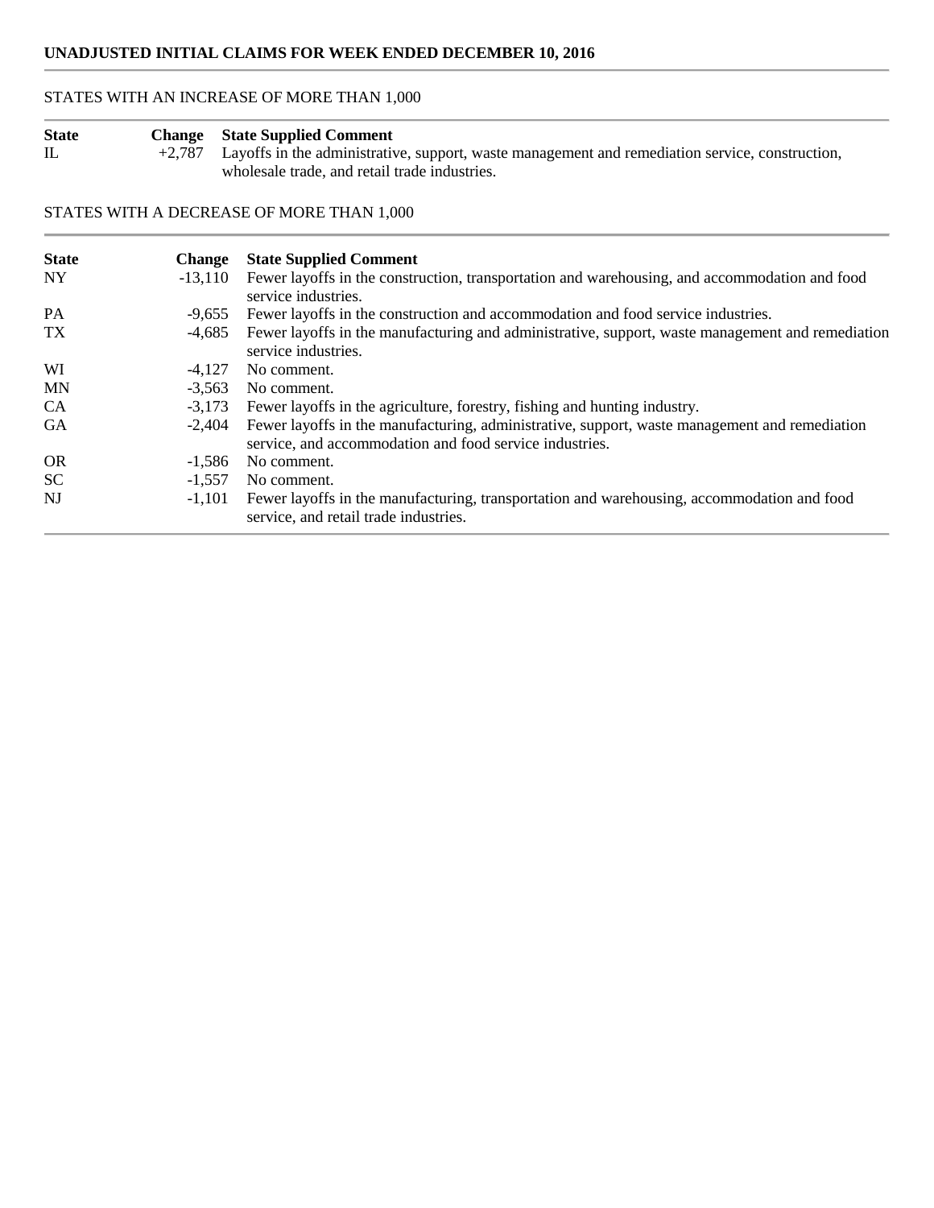**UNADJUSTED INITIAL CLAIMS FOR WEEK ENDED DECEMBER 10, 2016**

STATES WITH AN INCREASE OF MORE THAN 1,000

| State | Change | State Supplied Comment |
|---|---|---|
| IL | +2,787 | Layoffs in the administrative, support, waste management and remediation service, construction, wholesale trade, and retail trade industries. |

STATES WITH A DECREASE OF MORE THAN 1,000

| State | Change | State Supplied Comment |
|---|---|---|
| NY | -13,110 | Fewer layoffs in the construction, transportation and warehousing, and accommodation and food service industries. |
| PA | -9,655 | Fewer layoffs in the construction and accommodation and food service industries. |
| TX | -4,685 | Fewer layoffs in the manufacturing and administrative, support, waste management and remediation service industries. |
| WI | -4,127 | No comment. |
| MN | -3,563 | No comment. |
| CA | -3,173 | Fewer layoffs in the agriculture, forestry, fishing and hunting industry. |
| GA | -2,404 | Fewer layoffs in the manufacturing, administrative, support, waste management and remediation service, and accommodation and food service industries. |
| OR | -1,586 | No comment. |
| SC | -1,557 | No comment. |
| NJ | -1,101 | Fewer layoffs in the manufacturing, transportation and warehousing, accommodation and food service, and retail trade industries. |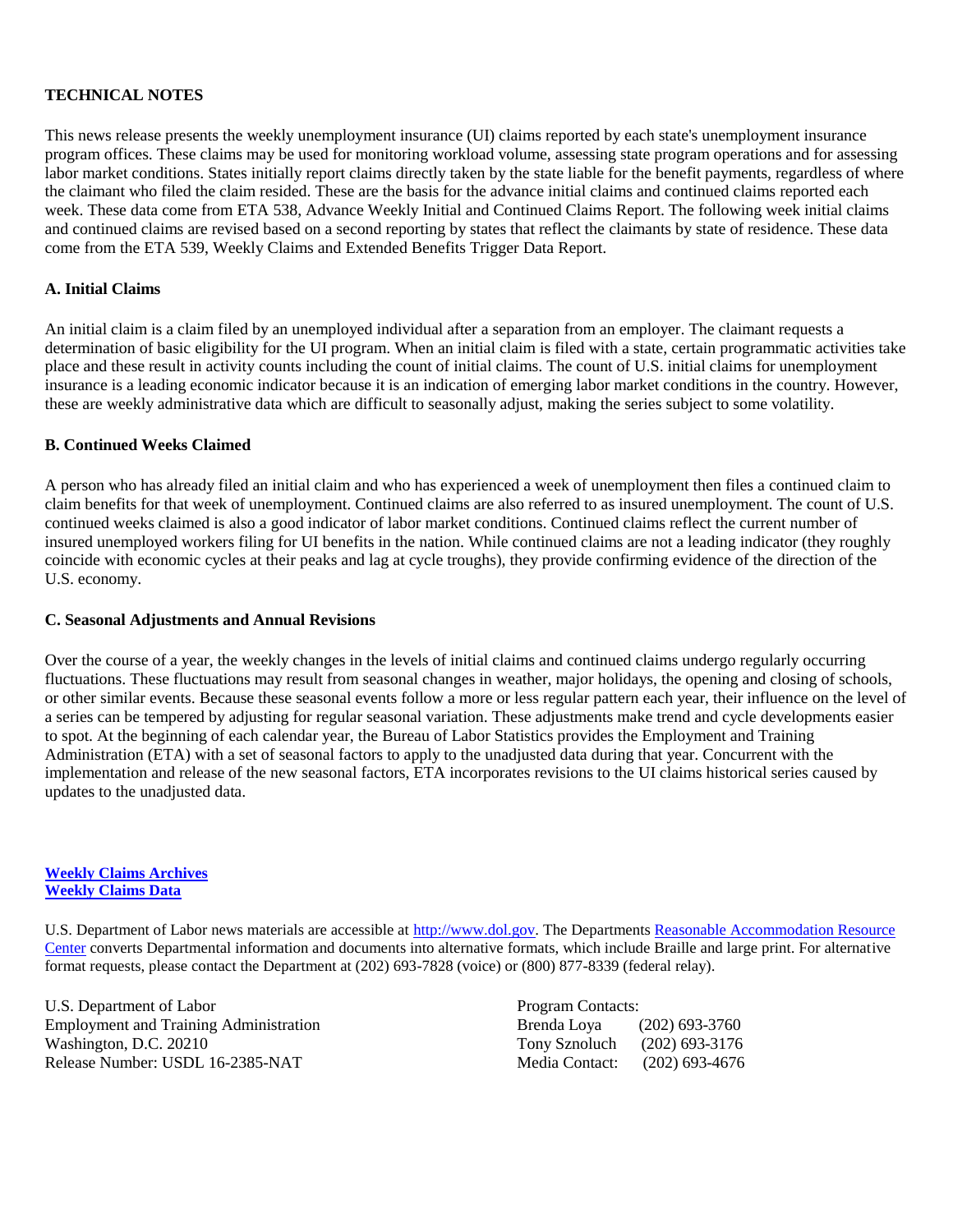## TECHNICAL NOTES

This news release presents the weekly unemployment insurance (UI) claims reported by each state's unemployment insurance program offices. These claims may be used for monitoring workload volume, assessing state program operations and for assessing labor market conditions. States initially report claims directly taken by the state liable for the benefit payments, regardless of where the claimant who filed the claim resided. These are the basis for the advance initial claims and continued claims reported each week. These data come from ETA 538, Advance Weekly Initial and Continued Claims Report. The following week initial claims and continued claims are revised based on a second reporting by states that reflect the claimants by state of residence. These data come from the ETA 539, Weekly Claims and Extended Benefits Trigger Data Report.

### A. Initial Claims

An initial claim is a claim filed by an unemployed individual after a separation from an employer. The claimant requests a determination of basic eligibility for the UI program. When an initial claim is filed with a state, certain programmatic activities take place and these result in activity counts including the count of initial claims. The count of U.S. initial claims for unemployment insurance is a leading economic indicator because it is an indication of emerging labor market conditions in the country. However, these are weekly administrative data which are difficult to seasonally adjust, making the series subject to some volatility.

### B. Continued Weeks Claimed

A person who has already filed an initial claim and who has experienced a week of unemployment then files a continued claim to claim benefits for that week of unemployment. Continued claims are also referred to as insured unemployment. The count of U.S. continued weeks claimed is also a good indicator of labor market conditions. Continued claims reflect the current number of insured unemployed workers filing for UI benefits in the nation. While continued claims are not a leading indicator (they roughly coincide with economic cycles at their peaks and lag at cycle troughs), they provide confirming evidence of the direction of the U.S. economy.

### C. Seasonal Adjustments and Annual Revisions

Over the course of a year, the weekly changes in the levels of initial claims and continued claims undergo regularly occurring fluctuations. These fluctuations may result from seasonal changes in weather, major holidays, the opening and closing of schools, or other similar events. Because these seasonal events follow a more or less regular pattern each year, their influence on the level of a series can be tempered by adjusting for regular seasonal variation. These adjustments make trend and cycle developments easier to spot. At the beginning of each calendar year, the Bureau of Labor Statistics provides the Employment and Training Administration (ETA) with a set of seasonal factors to apply to the unadjusted data during that year. Concurrent with the implementation and release of the new seasonal factors, ETA incorporates revisions to the UI claims historical series caused by updates to the unadjusted data.

**Weekly Claims Archives**
**Weekly Claims Data**

U.S. Department of Labor news materials are accessible at http://www.dol.gov. The Departments Reasonable Accommodation Resource Center converts Departmental information and documents into alternative formats, which include Braille and large print. For alternative format requests, please contact the Department at (202) 693-7828 (voice) or (800) 877-8339 (federal relay).

U.S. Department of Labor
Employment and Training Administration
Washington, D.C. 20210
Release Number: USDL 16-2385-NAT

Program Contacts:
Brenda Loya (202) 693-3760
Tony Sznoluch (202) 693-3176
Media Contact: (202) 693-4676